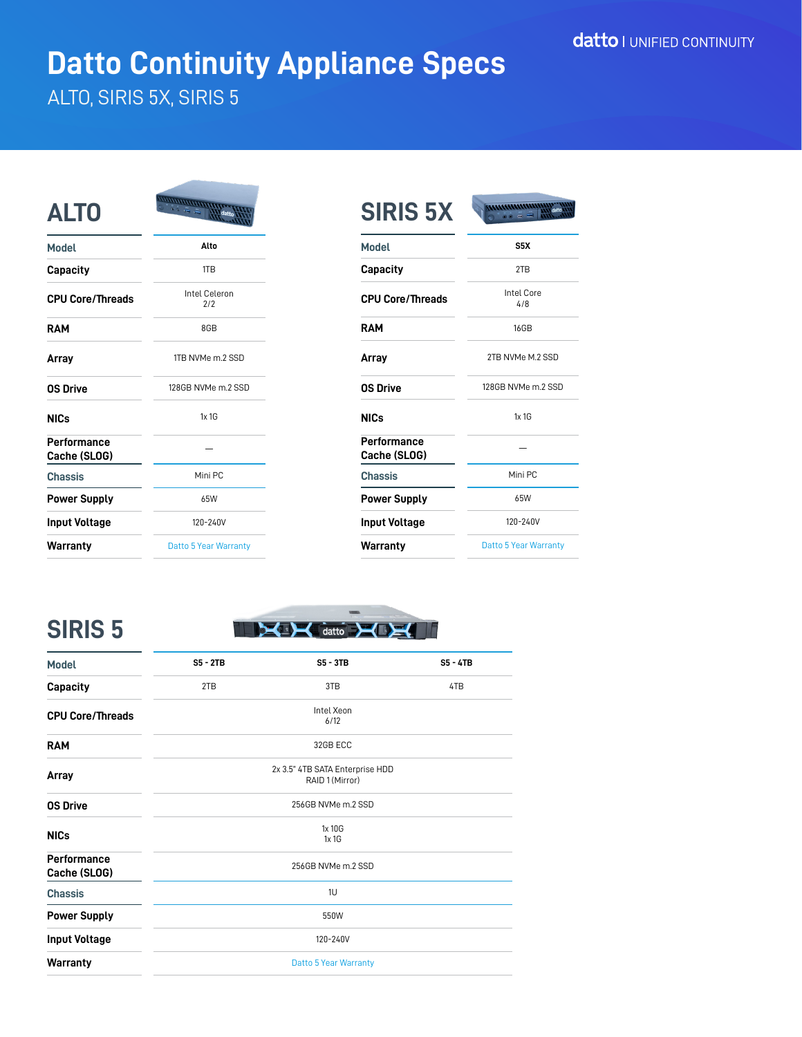datto | UNIFIED CONTINUITY

# Datto Continuity Appliance Specs

ALTO, SIRIS 5X, SIRIS 5

## ALTO

| Model | Alto |
|---|---|
| Capacity | 1TB |
| CPU Core/Threads | Intel Celeron 2/2 |
| RAM | 8GB |
| Array | 1TB NVMe m.2 SSD |
| OS Drive | 128GB NVMe m.2 SSD |
| NICs | 1x 1G |
| Performance Cache (SLOG) | — |
| Chassis | Mini PC |
| Power Supply | 65W |
| Input Voltage | 120-240V |
| Warranty | Datto 5 Year Warranty |

## SIRIS 5X

| Model | S5X |
|---|---|
| Capacity | 2TB |
| CPU Core/Threads | Intel Core 4/8 |
| RAM | 16GB |
| Array | 2TB NVMe M.2 SSD |
| OS Drive | 128GB NVMe m.2 SSD |
| NICs | 1x 1G |
| Performance Cache (SLOG) | — |
| Chassis | Mini PC |
| Power Supply | 65W |
| Input Voltage | 120-240V |
| Warranty | Datto 5 Year Warranty |

## SIRIS 5

| Model | S5 - 2TB | S5 - 3TB | S5 - 4TB |
|---|---|---|---|
| Capacity | 2TB | 3TB | 4TB |
| CPU Core/Threads | | Intel Xeon 6/12 | |
| RAM | | 32GB ECC | |
| Array | | 2x 3.5" 4TB SATA Enterprise HDD RAID 1 (Mirror) | |
| OS Drive | | 256GB NVMe m.2 SSD | |
| NICs | | 1x 10G 1x 1G | |
| Performance Cache (SLOG) | | 256GB NVMe m.2 SSD | |
| Chassis | | 1U | |
| Power Supply | | 550W | |
| Input Voltage | | 120-240V | |
| Warranty | | Datto 5 Year Warranty | |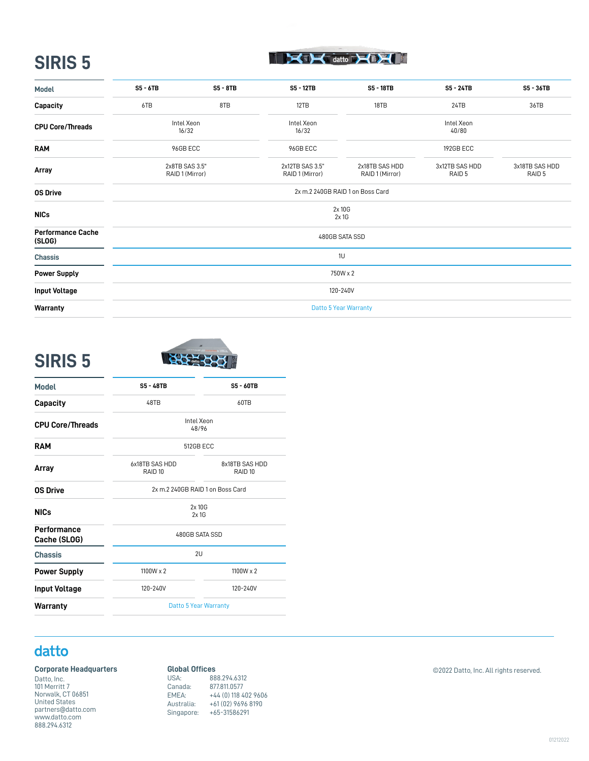# SIRIS 5

| Model | S5 - 6TB | S5 - 8TB | S5 - 12TB | S5 - 18TB | S5 - 24TB | S5 - 36TB |
|---|---|---|---|---|---|---|
| Capacity | 6TB | 8TB | 12TB | 18TB | 24TB | 36TB |
| CPU Core/Threads | Intel Xeon 16/32 | | Intel Xeon 16/32 | Intel Xeon 40/80 | | |
| RAM | 96GB ECC | | 96GB ECC | 192GB ECC | | |
| Array | 2x8TB SAS 3.5" RAID 1 (Mirror) | | 2x12TB SAS 3.5" RAID 1 (Mirror) | 2x18TB SAS HDD RAID 1 (Mirror) | 3x12TB SAS HDD RAID 5 | 3x18TB SAS HDD RAID 5 |
| OS Drive | 2x m.2 240GB RAID 1 on Boss Card | | | | | |
| NICs | 2x 10G 2x 1G | | | | | |
| Performance Cache (SLOG) | 480GB SATA SSD | | | | | |
| Chassis | 1U | | | | | |
| Power Supply | 750W x 2 | | | | | |
| Input Voltage | 120-240V | | | | | |
| Warranty | Datto 5 Year Warranty | | | | | |

# SIRIS 5

| Model | S5 - 48TB | S5 - 60TB |
|---|---|---|
| Capacity | 48TB | 60TB |
| CPU Core/Threads | Intel Xeon 48/96 | |
| RAM | 512GB ECC | |
| Array | 6x18TB SAS HDD RAID 10 | 8x18TB SAS HDD RAID 10 |
| OS Drive | 2x m.2 240GB RAID 1 on Boss Card | |
| NICs | 2x 10G 2x 1G | |
| Performance Cache (SLOG) | 480GB SATA SSD | |
| Chassis | 2U | |
| Power Supply | 1100W x 2 | 1100W x 2 |
| Input Voltage | 120-240V | 120-240V |
| Warranty | Datto 5 Year Warranty | |

datto

**Corporate Headquarters**
Datto, Inc.
101 Merritt 7
Norwalk, CT 06851
United States
partners@datto.com
www.datto.com
888.294.6312

**Global Offices**
USA: 888.294.6312
Canada: 877.811.0577
EMEA: +44 (0) 118 402 9606
Australia: +61 (02) 9696 8190
Singapore: +65-31586291

©2022 Datto, Inc. All rights reserved.

01212022